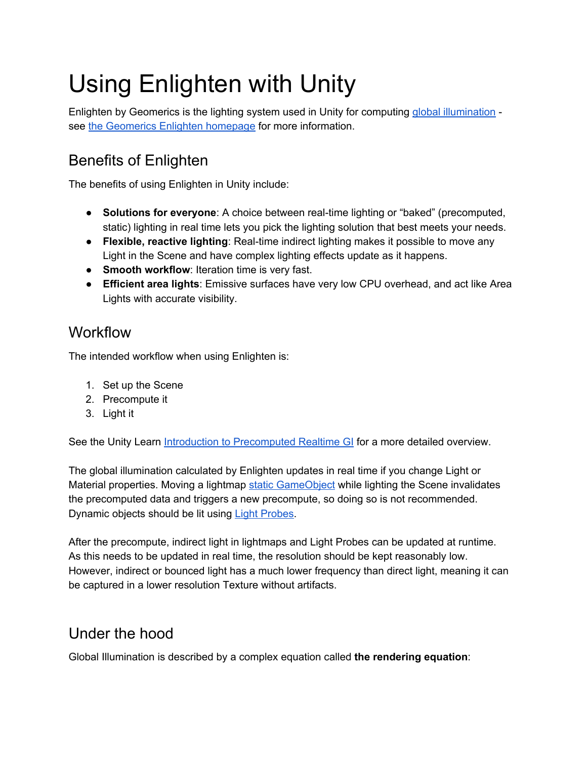# Using Enlighten with Unity

Enlighten by Geomerics is the lighting system used in Unity for computing [global illumination](global illumination) - see [the Geomerics Enlighten homepage](the Geomerics Enlighten homepage) for more information.

## Benefits of Enlighten

The benefits of using Enlighten in Unity include:

- **Solutions for everyone**: A choice between real-time lighting or "baked" (precomputed, static) lighting in real time lets you pick the lighting solution that best meets your needs.
- **Flexible, reactive lighting**: Real-time indirect lighting makes it possible to move any Light in the Scene and have complex lighting effects update as it happens.
- **Smooth workflow**: Iteration time is very fast.
- **Efficient area lights**: Emissive surfaces have very low CPU overhead, and act like Area Lights with accurate visibility.

## Workflow

The intended workflow when using Enlighten is:

1. Set up the Scene
2. Precompute it
3. Light it

See the Unity Learn Introduction to Precomputed Realtime GI for a more detailed overview.

The global illumination calculated by Enlighten updates in real time if you change Light or Material properties. Moving a lightmap static GameObject while lighting the Scene invalidates the precomputed data and triggers a new precompute, so doing so is not recommended. Dynamic objects should be lit using Light Probes.

After the precompute, indirect light in lightmaps and Light Probes can be updated at runtime. As this needs to be updated in real time, the resolution should be kept reasonably low. However, indirect or bounced light has a much lower frequency than direct light, meaning it can be captured in a lower resolution Texture without artifacts.

## Under the hood

Global Illumination is described by a complex equation called **the rendering equation**: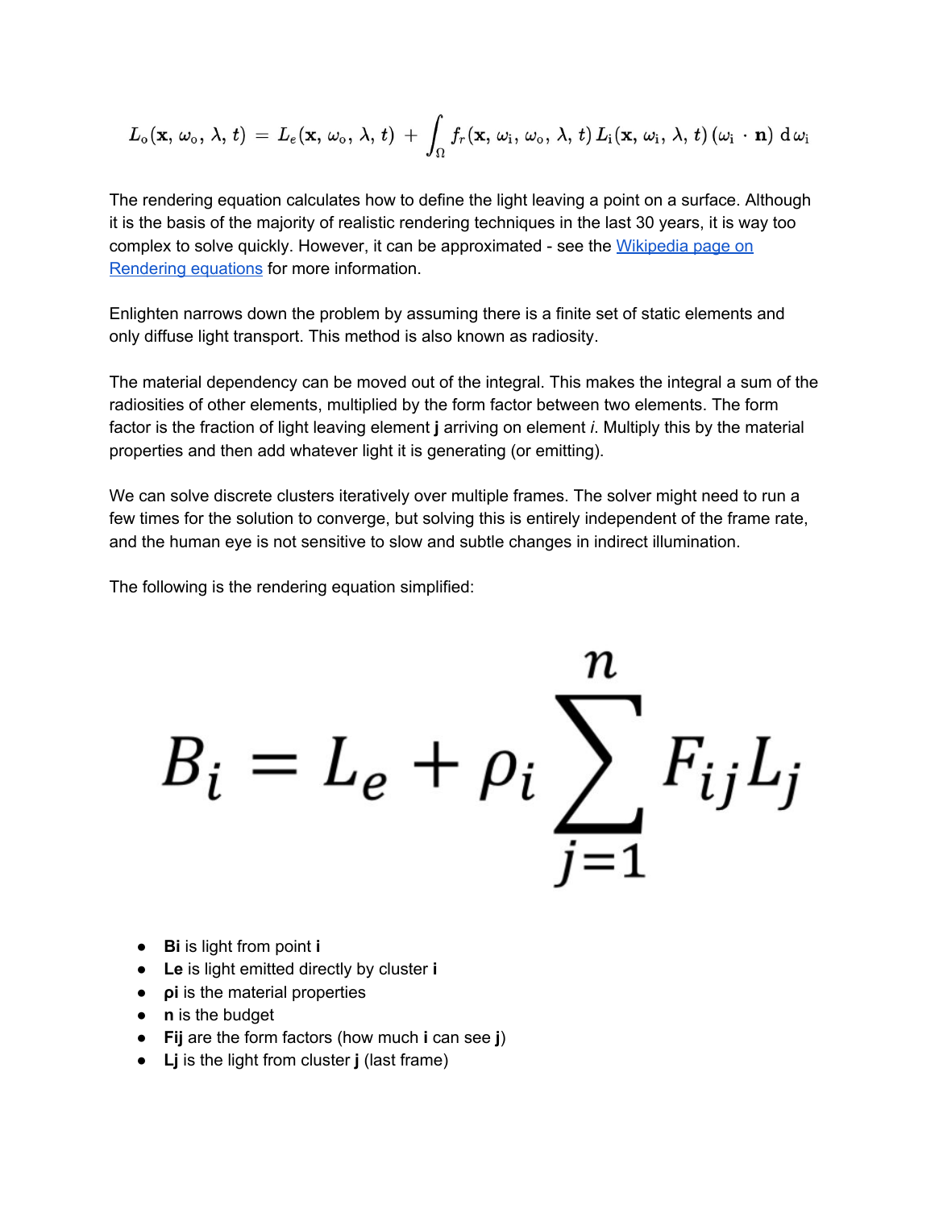$$L_o(\mathbf{x}, \omega_o, \lambda, t) = L_e(\mathbf{x}, \omega_o, \lambda, t) + \int_\Omega f_r(\mathbf{x}, \omega_i, \omega_o, \lambda, t)\, L_i(\mathbf{x}, \omega_i, \lambda, t)\, (\omega_i \cdot \mathbf{n})\, \mathrm{d}\,\omega_i$$

The rendering equation calculates how to define the light leaving a point on a surface. Although it is the basis of the majority of realistic rendering techniques in the last 30 years, it is way too complex to solve quickly. However, it can be approximated - see the [Wikipedia page on Rendering equations](https://en.wikipedia.org/wiki/Rendering_equation) for more information.

Enlighten narrows down the problem by assuming there is a finite set of static elements and only diffuse light transport. This method is also known as radiosity.

The material dependency can be moved out of the integral. This makes the integral a sum of the radiosities of other elements, multiplied by the form factor between two elements. The form factor is the fraction of light leaving element **j** arriving on element *i*. Multiply this by the material properties and then add whatever light it is generating (or emitting).

We can solve discrete clusters iteratively over multiple frames. The solver might need to run a few times for the solution to converge, but solving this is entirely independent of the frame rate, and the human eye is not sensitive to slow and subtle changes in indirect illumination.

The following is the rendering equation simplified:

$$B_i = L_e + \rho_i \sum_{j=1}^{n} F_{ij} L_j$$

- **Bi** is light from point **i**
- **Le** is light emitted directly by cluster **i**
- **ρi** is the material properties
- **n** is the budget
- **Fij** are the form factors (how much **i** can see **j**)
- **Lj** is the light from cluster **j** (last frame)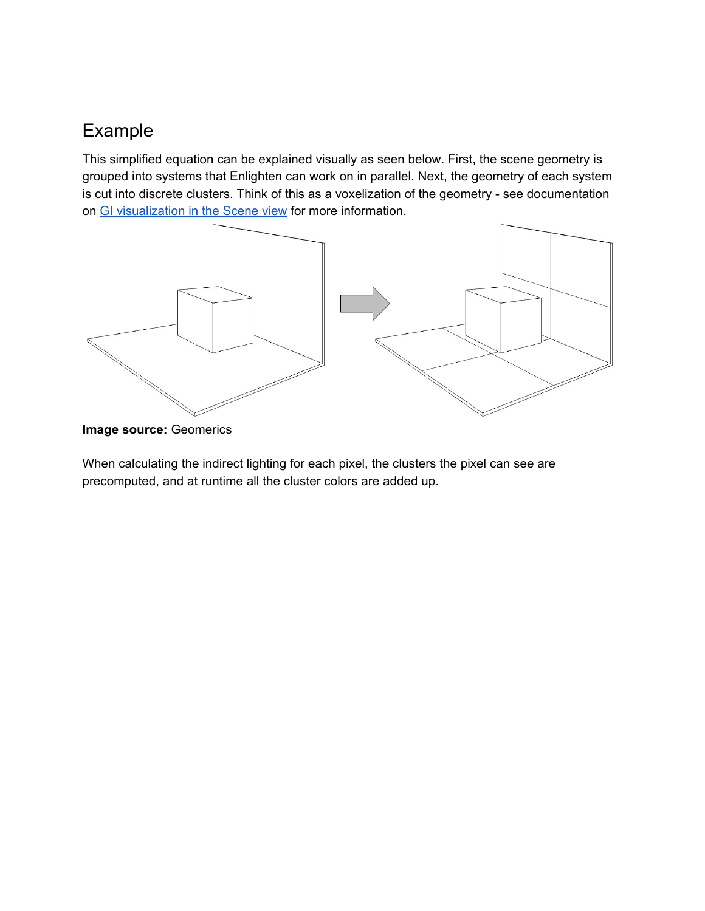## Example

This simplified equation can be explained visually as seen below. First, the scene geometry is grouped into systems that Enlighten can work on in parallel. Next, the geometry of each system is cut into discrete clusters. Think of this as a voxelization of the geometry - see documentation on [GI visualization in the Scene view](#) for more information.

**Image source:** Geomerics

When calculating the indirect lighting for each pixel, the clusters the pixel can see are precomputed, and at runtime all the cluster colors are added up.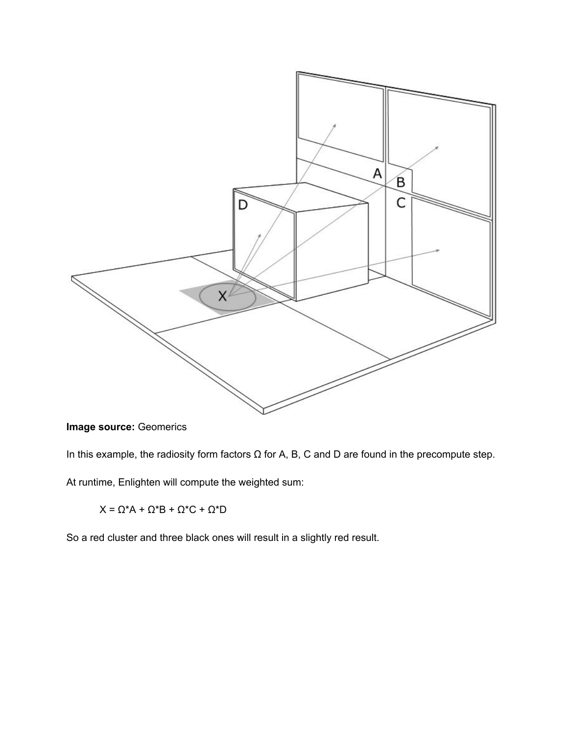**Image source:** Geomerics

In this example, the radiosity form factors Ω for A, B, C and D are found in the precompute step.

At runtime, Enlighten will compute the weighted sum:

$$X = \Omega*A + \Omega*B + \Omega*C + \Omega*D$$

So a red cluster and three black ones will result in a slightly red result.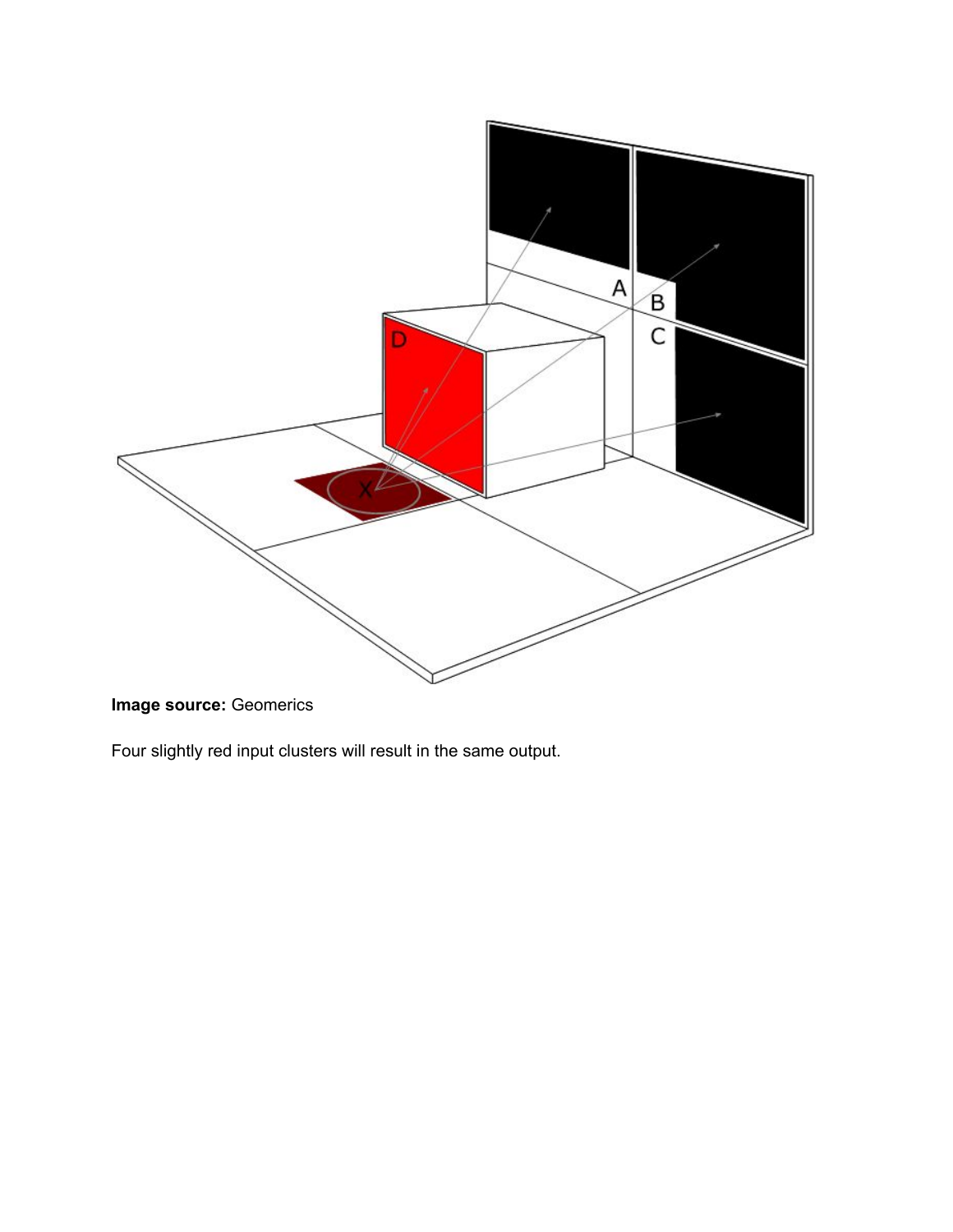**Image source:** Geomerics

Four slightly red input clusters will result in the same output.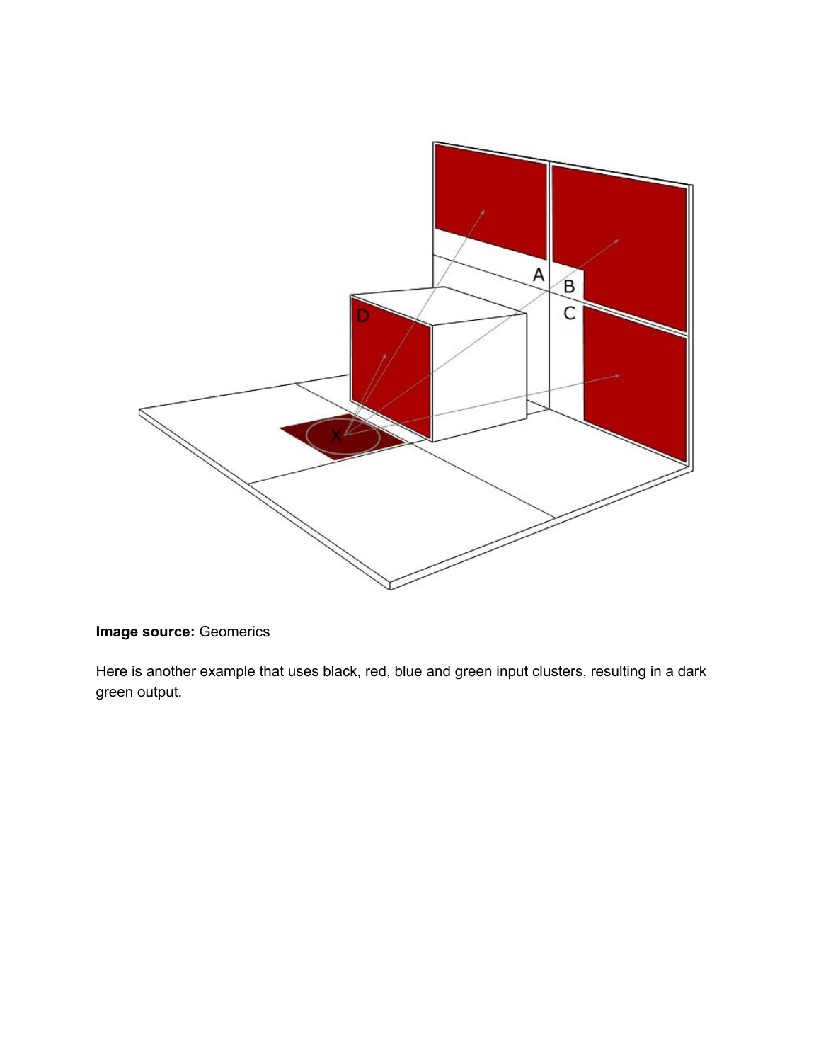**Image source:** Geomerics

Here is another example that uses black, red, blue and green input clusters, resulting in a dark green output.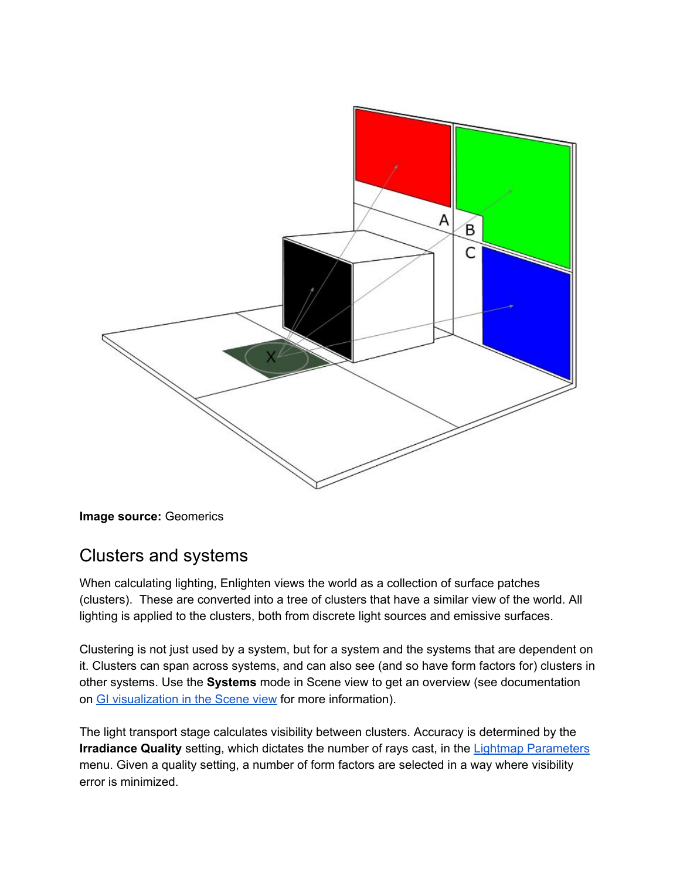**Image source:** Geomerics

## Clusters and systems

When calculating lighting, Enlighten views the world as a collection of surface patches (clusters). These are converted into a tree of clusters that have a similar view of the world. All lighting is applied to the clusters, both from discrete light sources and emissive surfaces.

Clustering is not just used by a system, but for a system and the systems that are dependent on it. Clusters can span across systems, and can also see (and so have form factors for) clusters in other systems. Use the **Systems** mode in Scene view to get an overview (see documentation on [GI visualization in the Scene view](#) for more information).

The light transport stage calculates visibility between clusters. Accuracy is determined by the **Irradiance Quality** setting, which dictates the number of rays cast, in the [Lightmap Parameters](#) menu. Given a quality setting, a number of form factors are selected in a way where visibility error is minimized.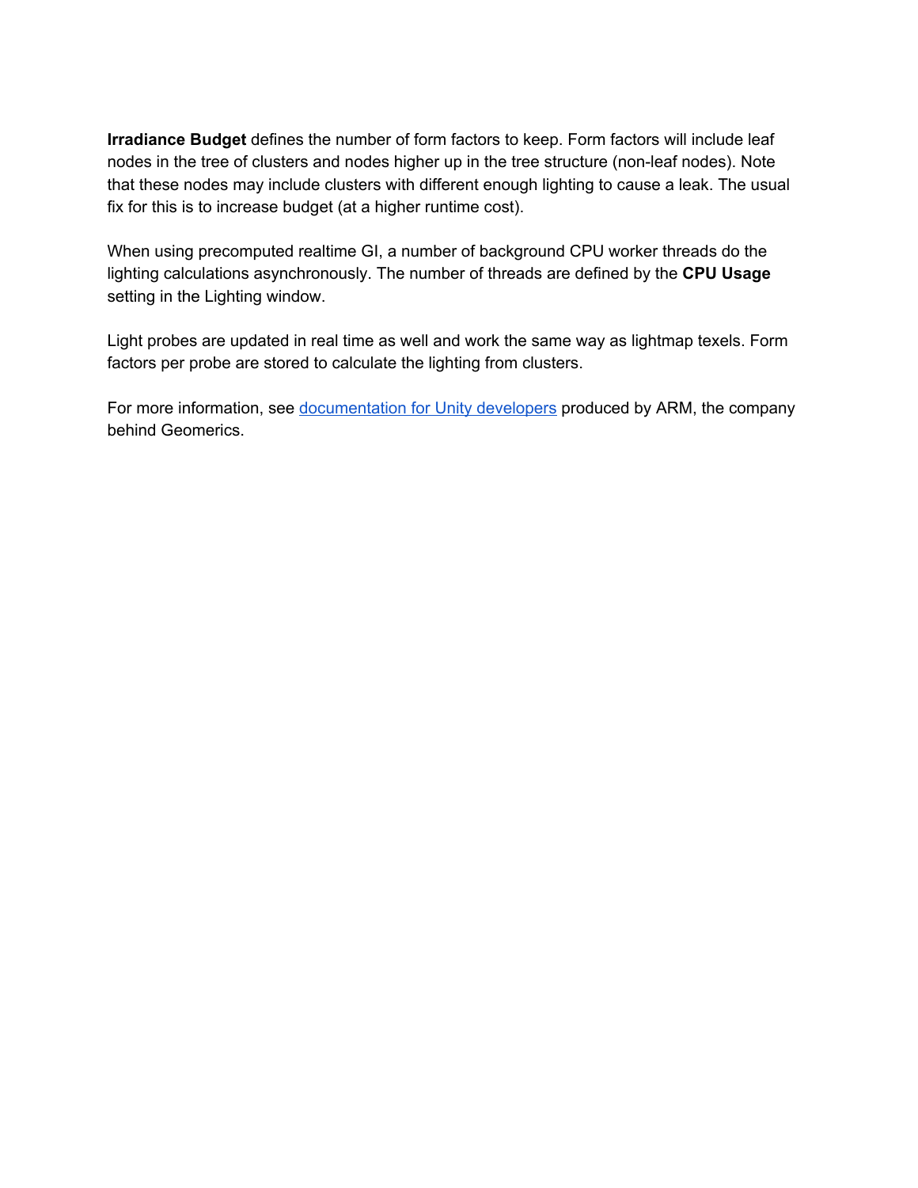**Irradiance Budget** defines the number of form factors to keep. Form factors will include leaf nodes in the tree of clusters and nodes higher up in the tree structure (non-leaf nodes). Note that these nodes may include clusters with different enough lighting to cause a leak. The usual fix for this is to increase budget (at a higher runtime cost).

When using precomputed realtime GI, a number of background CPU worker threads do the lighting calculations asynchronously. The number of threads are defined by the **CPU Usage** setting in the Lighting window.

Light probes are updated in real time as well and work the same way as lightmap texels. Form factors per probe are stored to calculate the lighting from clusters.

For more information, see documentation for Unity developers produced by ARM, the company behind Geomerics.